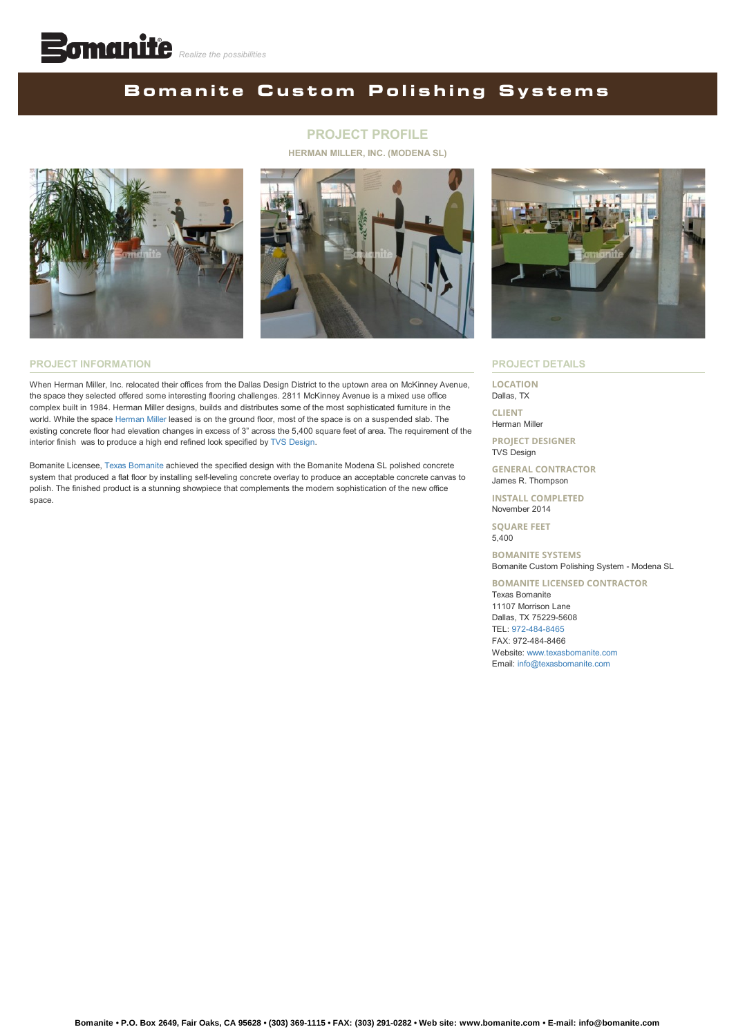Bomanite *Realize the possibilities*

# Bomanite Custom Polishing Systems

## PROJECT PROFILE

**HERMAN MILLER, INC. (MODENA SL)**

### PROJECT INFORMATION

When Herman Miller, Inc. relocated their offices from the Dallas Design District to the uptown area on McKinney Avenue, the space they selected offered some interesting flooring challenges. 2811 McKinney Avenue is a mixed use office complex built in 1984. Herman Miller designs, builds and distributes some of the most sophisticated furniture in the world. While the space Herman Miller leased is on the ground floor, most of the space is on a suspended slab. The existing concrete floor had elevation changes in excess of 3" across the 5,400 square feet of area. The requirement of the interior finish was to produce a high end refined look specified by TVS Design.

Bomanite Licensee, Texas Bomanite achieved the specified design with the Bomanite Modena SL polished concrete system that produced a flat floor by installing self-leveling concrete overlay to produce an acceptable concrete canvas to polish. The finished product is a stunning showpiece that complements the modern sophistication of the new office space.

### PROJECT DETAILS

**LOCATION**
Dallas, TX

**CLIENT**
Herman Miller

**PROJECT DESIGNER**
TVS Design

**GENERAL CONTRACTOR**
James R. Thompson

**INSTALL COMPLETED**
November 2014

**SQUARE FEET**
5,400

**BOMANITE SYSTEMS**
Bomanite Custom Polishing System - Modena SL

**BOMANITE LICENSED CONTRACTOR**
Texas Bomanite
11107 Morrison Lane
Dallas, TX 75229-5608
TEL: 972-484-8465
FAX: 972-484-8466
Website: www.texasbomanite.com
Email: info@texasbomanite.com

**Bomanite • P.O. Box 2649, Fair Oaks, CA 95628 • (303) 369-1115 • FAX: (303) 291-0282 • Web site: www.bomanite.com • E-mail: info@bomanite.com**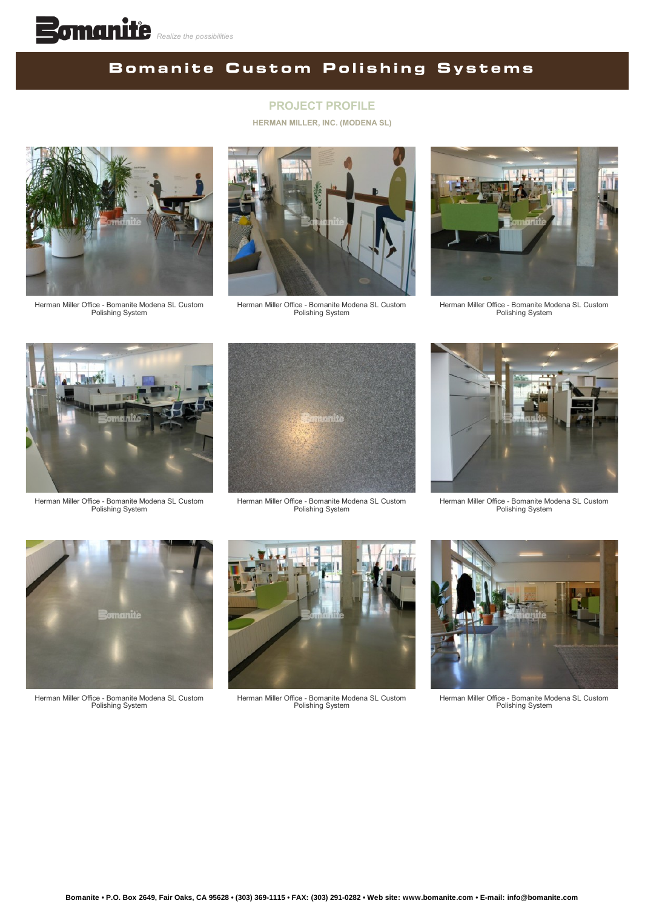# Bomanite Custom Polishing Systems

## PROJECT PROFILE

### HERMAN MILLER, INC. (MODENA SL)

Herman Miller Office - Bomanite Modena SL Custom Polishing System

Herman Miller Office - Bomanite Modena SL Custom Polishing System

Herman Miller Office - Bomanite Modena SL Custom Polishing System

Herman Miller Office - Bomanite Modena SL Custom Polishing System

Herman Miller Office - Bomanite Modena SL Custom Polishing System

Herman Miller Office - Bomanite Modena SL Custom Polishing System

Herman Miller Office - Bomanite Modena SL Custom Polishing System

Herman Miller Office - Bomanite Modena SL Custom Polishing System

Herman Miller Office - Bomanite Modena SL Custom Polishing System

**Bomanite • P.O. Box 2649, Fair Oaks, CA 95628 • (303) 369-1115 • FAX: (303) 291-0282 • Web site: www.bomanite.com • E-mail: info@bomanite.com**